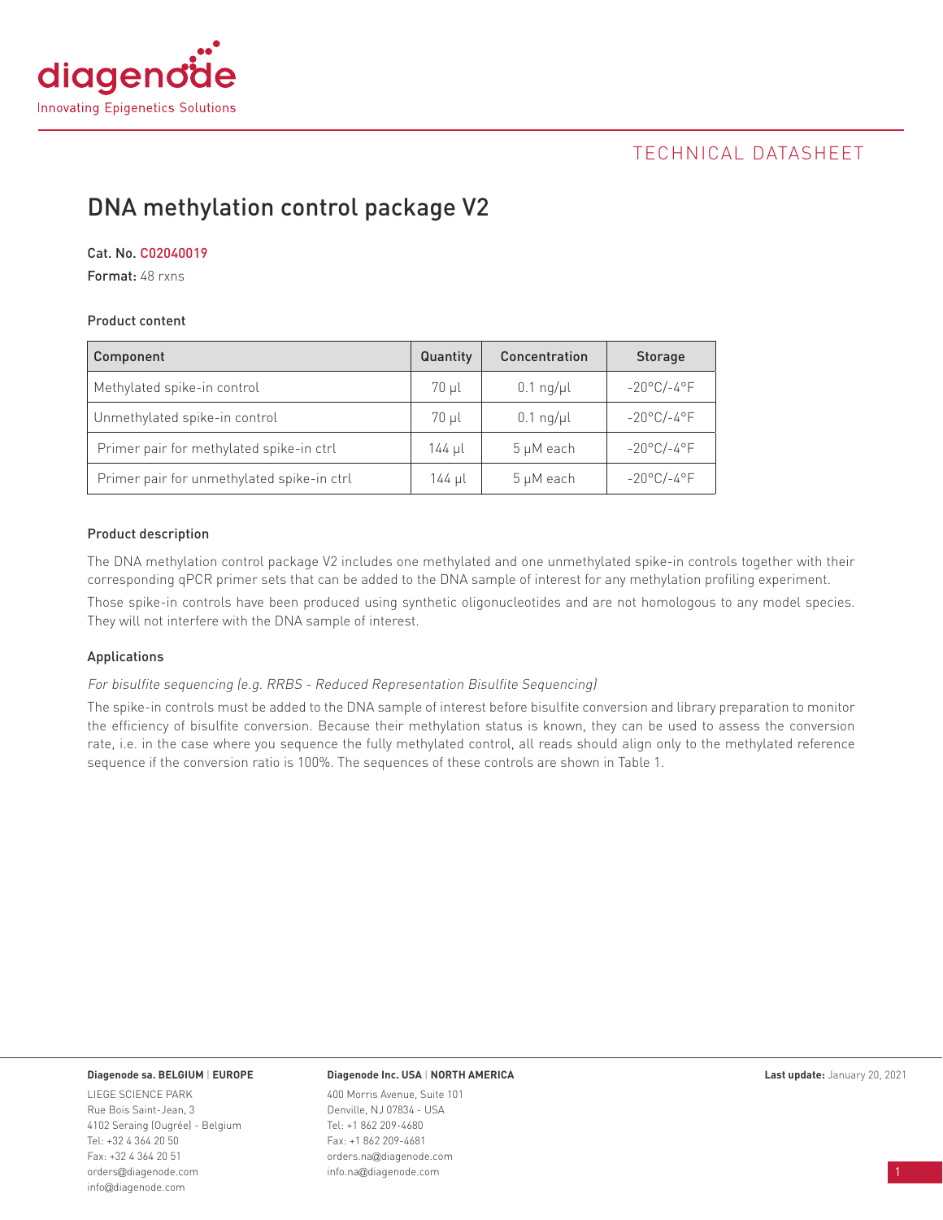# DNA methylation control package V2

**Cat. No.** C02040019

**Format:** 48 rxns

### Product content

| Component | Quantity | Concentration | Storage |
| --- | --- | --- | --- |
| Methylated spike-in control | 70 µl | 0.1 ng/µl | -20°C/-4°F |
| Unmethylated spike-in control | 70 µl | 0.1 ng/µl | -20°C/-4°F |
| Primer pair for methylated spike-in ctrl | 144 µl | 5 µM each | -20°C/-4°F |
| Primer pair for unmethylated spike-in ctrl | 144 µl | 5 µM each | -20°C/-4°F |

### Product description

The DNA methylation control package V2 includes one methylated and one unmethylated spike-in controls together with their corresponding qPCR primer sets that can be added to the DNA sample of interest for any methylation profiling experiment.

Those spike-in controls have been produced using synthetic oligonucleotides and are not homologous to any model species. They will not interfere with the DNA sample of interest.

### Applications

*For bisulfite sequencing (e.g. RRBS - Reduced Representation Bisulfite Sequencing)*

The spike-in controls must be added to the DNA sample of interest before bisulfite conversion and library preparation to monitor the efficiency of bisulfite conversion. Because their methylation status is known, they can be used to assess the conversion rate, i.e. in the case where you sequence the fully methylated control, all reads should align only to the methylated reference sequence if the conversion ratio is 100%. The sequences of these controls are shown in Table 1.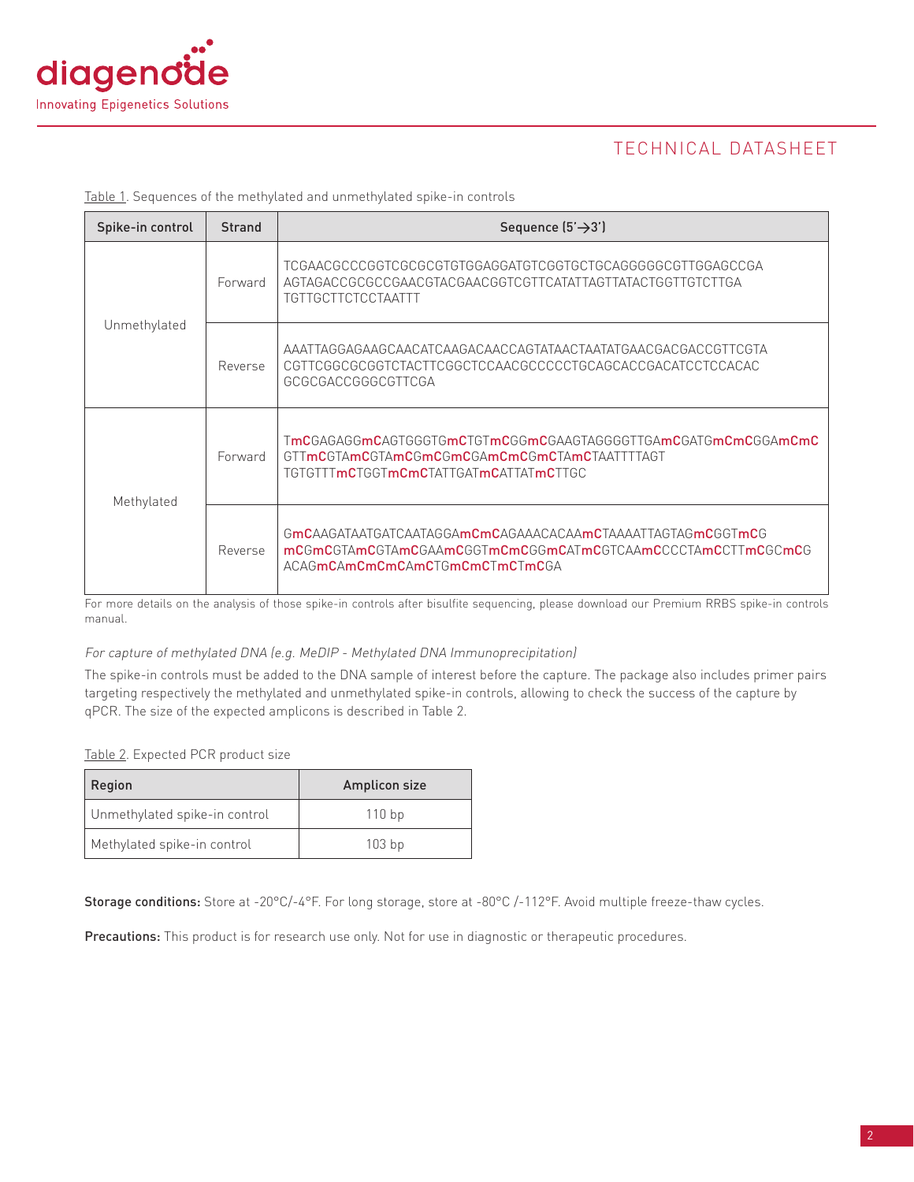Table 1. Sequences of the methylated and unmethylated spike-in controls

| Spike-in control | Strand | Sequence (5'→3') |
|---|---|---|
| Unmethylated | Forward | TCGAACGCCCGGTCGCGCGTGTGGAGGATGTCGGTGCTGCAGGGGGCGTTGGAGCCGA AGTAGACCGCGCCGAACGTACGAACGGTCGTTCATATTAGTTATACTGGTTGTCTTGA TGTTGCTTCTCCTAATTT |
| | Reverse | AAATTAGGAGAAGCAACATCAAGACAACCAGTATAACTAATATGAACGACGACCGTTCGTA CGTTCGGCGCGGTCTACTTCGGCTCCAACGCCCCCTGCAGCACCGACATCCTCCACAC GCGCGACCGGGCGTTCGA |
| Methylated | Forward | TmCGAGAGGmCAGTGGGTGmCTGTmCGGmCGAAGTAGGGGTTGAmCGATGmCmCGGAmCmC GTTmCGTAmCGTAmCGmCGmCGAmCmCGmCTAmCTAATTTTAGT TGTGTTTmCTGGTmCmCTATTGATmCATTATmCTTGC |
| | Reverse | GmCAAGATAATGATCAATAGGAmCmCAGAAACACAAmCTAAAATTAGTAGmCGGTmCG mCGmCGTAmCGTAmCGAAmCGGTmCmCGGmCATmCGTCAAmCCCCTAmCCTTmCGCmCG ACAGmCAmCmCmCAmCTGmCmCTmCTmCGA |

For more details on the analysis of those spike-in controls after bisulfite sequencing, please download our Premium RRBS spike-in controls manual.

*For capture of methylated DNA (e.g. MeDIP - Methylated DNA Immunoprecipitation)*

The spike-in controls must be added to the DNA sample of interest before the capture. The package also includes primer pairs targeting respectively the methylated and unmethylated spike-in controls, allowing to check the success of the capture by qPCR. The size of the expected amplicons is described in Table 2.

Table 2. Expected PCR product size

| Region | Amplicon size |
|---|---|
| Unmethylated spike-in control | 110 bp |
| Methylated spike-in control | 103 bp |

**Storage conditions:** Store at -20°C/-4°F. For long storage, store at -80°C /-112°F. Avoid multiple freeze-thaw cycles.

**Precautions:** This product is for research use only. Not for use in diagnostic or therapeutic procedures.